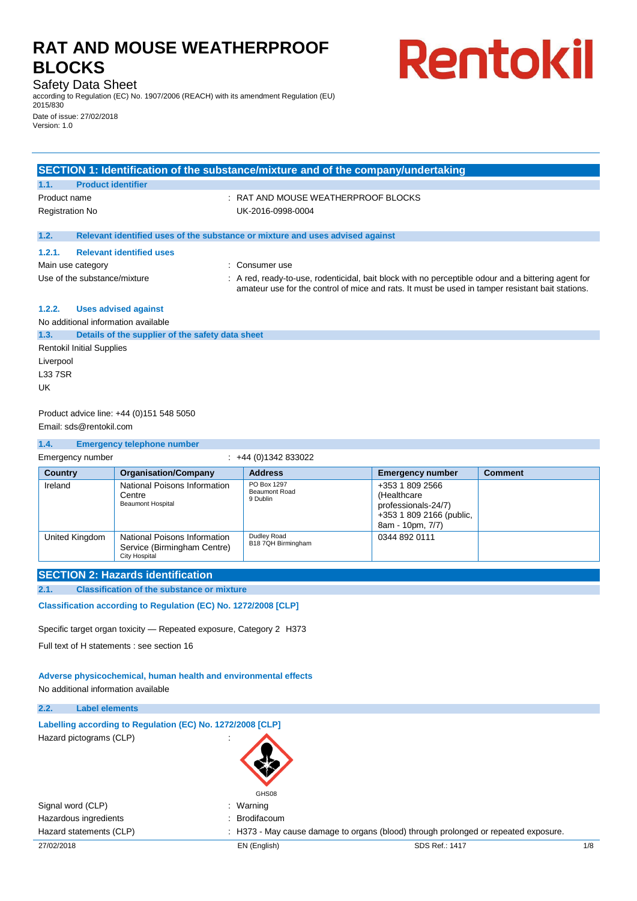# RAT AND MOUSE WEATHERPROOF BLOCKS

Safety Data Sheet

according to Regulation (EC) No. 1907/2006 (REACH) with its amendment Regulation (EU) 2015/830

Date of issue: 27/02/2018

Version: 1.0

Rentokil

## SECTION 1: Identification of the substance/mixture and of the company/undertaking

### 1.1. Product identifier

Product name : RAT AND MOUSE WEATHERPROOF BLOCKS

Registration No UK-2016-0998-0004

### 1.2. Relevant identified uses of the substance or mixture and uses advised against

#### 1.2.1. Relevant identified uses

Main use category : Consumer use

Use of the substance/mixture : A red, ready-to-use, rodenticidal, bait block with no perceptible odour and a bittering agent for amateur use for the control of mice and rats. It must be used in tamper resistant bait stations.

#### 1.2.2. Uses advised against

No additional information available

### 1.3. Details of the supplier of the safety data sheet

Rentokil Initial Supplies
Liverpool
L33 7SR
UK

Product advice line: +44 (0)151 548 5050

Email: sds@rentokil.com

### 1.4. Emergency telephone number

Emergency number : +44 (0)1342 833022

| Country | Organisation/Company | Address | Emergency number | Comment |
|---|---|---|---|---|
| Ireland | National Poisons Information Centre<br>Beaumont Hospital | PO Box 1297<br>Beaumont Road<br>9 Dublin | +353 1 809 2566 (Healthcare professionals-24/7)<br>+353 1 809 2166 (public, 8am - 10pm, 7/7) | |
| United Kingdom | National Poisons Information Service (Birmingham Centre)<br>City Hospital | Dudley Road<br>B18 7QH Birmingham | 0344 892 0111 | |

## SECTION 2: Hazards identification

### 2.1. Classification of the substance or mixture

**Classification according to Regulation (EC) No. 1272/2008 [CLP]**

Specific target organ toxicity — Repeated exposure, Category 2 H373

Full text of H statements : see section 16

**Adverse physicochemical, human health and environmental effects**

No additional information available

### 2.2. Label elements

**Labelling according to Regulation (EC) No. 1272/2008 [CLP]**

Hazard pictograms (CLP) :

GHS08

Signal word (CLP) : Warning

Hazardous ingredients : Brodifacoum

Hazard statements (CLP) : H373 - May cause damage to organs (blood) through prolonged or repeated exposure.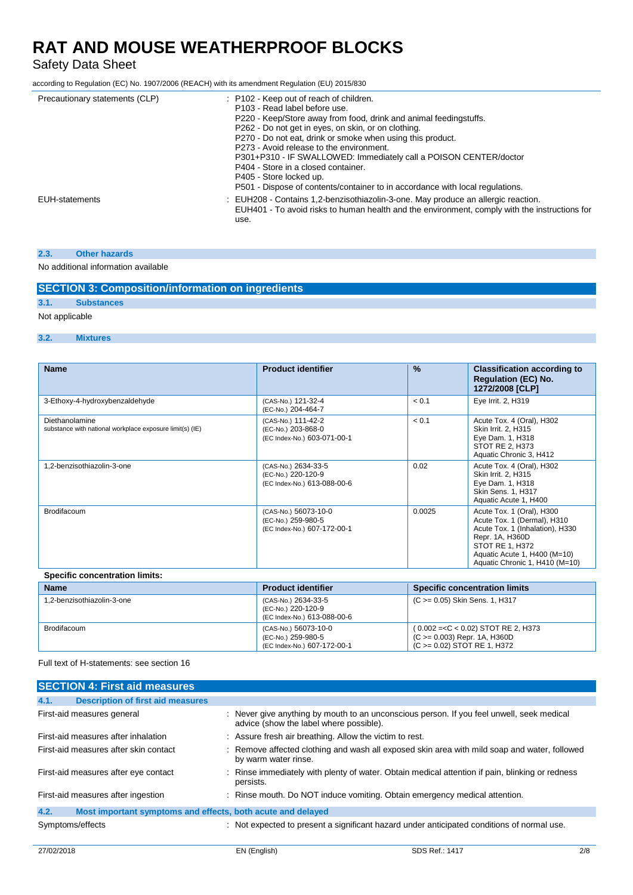| | |
|---|---|
| Precautionary statements (CLP) | : P102 - Keep out of reach of children.<br>P103 - Read label before use.<br>P220 - Keep/Store away from food, drink and animal feedingstuffs.<br>P262 - Do not get in eyes, on skin, or on clothing.<br>P270 - Do not eat, drink or smoke when using this product.<br>P273 - Avoid release to the environment.<br>P301+P310 - IF SWALLOWED: Immediately call a POISON CENTER/doctor<br>P404 - Store in a closed container.<br>P405 - Store locked up.<br>P501 - Dispose of contents/container to in accordance with local regulations. |
| EUH-statements | : EUH208 - Contains 1,2-benzisothiazolin-3-one. May produce an allergic reaction.<br>EUH401 - To avoid risks to human health and the environment, comply with the instructions for use. |

### 2.3. Other hazards

No additional information available

## SECTION 3: Composition/information on ingredients

### 3.1. Substances

Not applicable

### 3.2. Mixtures

| Name | Product identifier | % | Classification according to Regulation (EC) No. 1272/2008 [CLP] |
|---|---|---|---|
| 3-Ethoxy-4-hydroxybenzaldehyde | (CAS-No.) 121-32-4<br>(EC-No.) 204-464-7 | < 0.1 | Eye Irrit. 2, H319 |
| Diethanolamine<br>substance with national workplace exposure limit(s) (IE) | (CAS-No.) 111-42-2<br>(EC-No.) 203-868-0<br>(EC Index-No.) 603-071-00-1 | < 0.1 | Acute Tox. 4 (Oral), H302<br>Skin Irrit. 2, H315<br>Eye Dam. 1, H318<br>STOT RE 2, H373<br>Aquatic Chronic 3, H412 |
| 1,2-benzisothiazolin-3-one | (CAS-No.) 2634-33-5<br>(EC-No.) 220-120-9<br>(EC Index-No.) 613-088-00-6 | 0.02 | Acute Tox. 4 (Oral), H302<br>Skin Irrit. 2, H315<br>Eye Dam. 1, H318<br>Skin Sens. 1, H317<br>Aquatic Acute 1, H400 |
| Brodifacoum | (CAS-No.) 56073-10-0<br>(EC-No.) 259-980-5<br>(EC Index-No.) 607-172-00-1 | 0.0025 | Acute Tox. 1 (Oral), H300<br>Acute Tox. 1 (Dermal), H310<br>Acute Tox. 1 (Inhalation), H330<br>Repr. 1A, H360D<br>STOT RE 1, H372<br>Aquatic Acute 1, H400 (M=10)<br>Aquatic Chronic 1, H410 (M=10) |

**Specific concentration limits:**

| Name | Product identifier | Specific concentration limits |
|---|---|---|
| 1,2-benzisothiazolin-3-one | (CAS-No.) 2634-33-5<br>(EC-No.) 220-120-9<br>(EC Index-No.) 613-088-00-6 | (C >= 0.05) Skin Sens. 1, H317 |
| Brodifacoum | (CAS-No.) 56073-10-0<br>(EC-No.) 259-980-5<br>(EC Index-No.) 607-172-00-1 | ( 0.002 =<C < 0.02) STOT RE 2, H373<br>(C >= 0.003) Repr. 1A, H360D<br>(C >= 0.02) STOT RE 1, H372 |

Full text of H-statements: see section 16

## SECTION 4: First aid measures

### 4.1. Description of first aid measures

| | |
|---|---|
| First-aid measures general | : Never give anything by mouth to an unconscious person. If you feel unwell, seek medical advice (show the label where possible). |
| First-aid measures after inhalation | : Assure fresh air breathing. Allow the victim to rest. |
| First-aid measures after skin contact | : Remove affected clothing and wash all exposed skin area with mild soap and water, followed by warm water rinse. |
| First-aid measures after eye contact | : Rinse immediately with plenty of water. Obtain medical attention if pain, blinking or redness persists. |
| First-aid measures after ingestion | : Rinse mouth. Do NOT induce vomiting. Obtain emergency medical attention. |

### 4.2. Most important symptoms and effects, both acute and delayed

| | |
|---|---|
| Symptoms/effects | : Not expected to present a significant hazard under anticipated conditions of normal use. |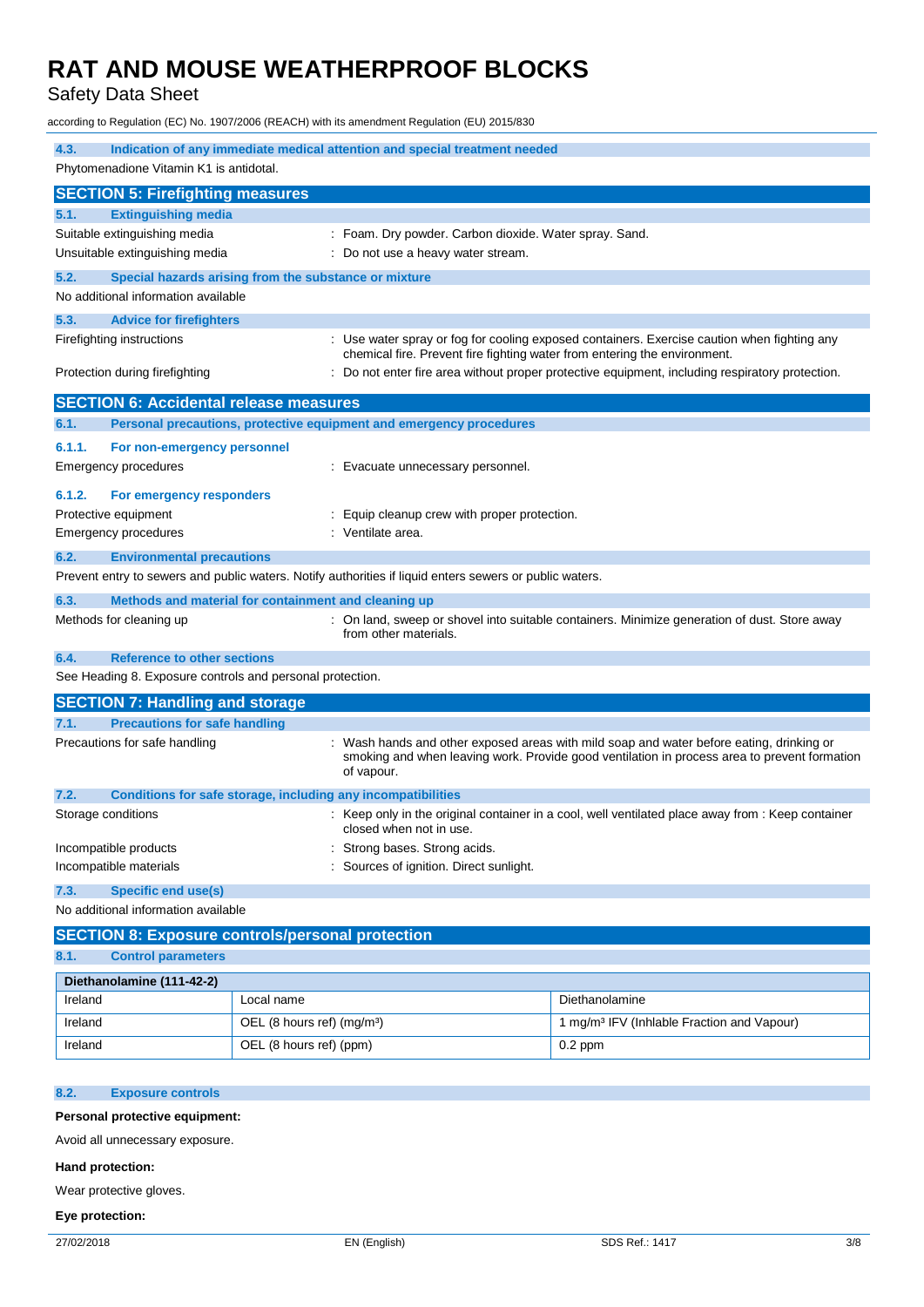### 4.3. Indication of any immediate medical attention and special treatment needed

Phytomenadione Vitamin K1 is antidotal.

## SECTION 5: Firefighting measures

### 5.1. Extinguishing media

Suitable extinguishing media : Foam. Dry powder. Carbon dioxide. Water spray. Sand.

Unsuitable extinguishing media : Do not use a heavy water stream.

### 5.2. Special hazards arising from the substance or mixture

No additional information available

### 5.3. Advice for firefighters

Firefighting instructions : Use water spray or fog for cooling exposed containers. Exercise caution when fighting any chemical fire. Prevent fire fighting water from entering the environment.

Protection during firefighting : Do not enter fire area without proper protective equipment, including respiratory protection.

## SECTION 6: Accidental release measures

### 6.1. Personal precautions, protective equipment and emergency procedures

#### 6.1.1. For non-emergency personnel

Emergency procedures : Evacuate unnecessary personnel.

#### 6.1.2. For emergency responders

Protective equipment : Equip cleanup crew with proper protection.

Emergency procedures : Ventilate area.

### 6.2. Environmental precautions

Prevent entry to sewers and public waters. Notify authorities if liquid enters sewers or public waters.

### 6.3. Methods and material for containment and cleaning up

Methods for cleaning up : On land, sweep or shovel into suitable containers. Minimize generation of dust. Store away from other materials.

### 6.4. Reference to other sections

See Heading 8. Exposure controls and personal protection.

## SECTION 7: Handling and storage

### 7.1. Precautions for safe handling

Precautions for safe handling : Wash hands and other exposed areas with mild soap and water before eating, drinking or smoking and when leaving work. Provide good ventilation in process area to prevent formation of vapour.

### 7.2. Conditions for safe storage, including any incompatibilities

Storage conditions : Keep only in the original container in a cool, well ventilated place away from : Keep container closed when not in use.

Incompatible products : Strong bases. Strong acids.

Incompatible materials : Sources of ignition. Direct sunlight.

### 7.3. Specific end use(s)

No additional information available

## SECTION 8: Exposure controls/personal protection

### 8.1. Control parameters

| Diethanolamine (111-42-2) | | |
|---|---|---|
| Ireland | Local name | Diethanolamine |
| Ireland | OEL (8 hours ref) (mg/m³) | 1 mg/m³ IFV (Inhlable Fraction and Vapour) |
| Ireland | OEL (8 hours ref) (ppm) | 0.2 ppm |

### 8.2. Exposure controls

**Personal protective equipment:**

Avoid all unnecessary exposure.

**Hand protection:**

Wear protective gloves.

**Eye protection:**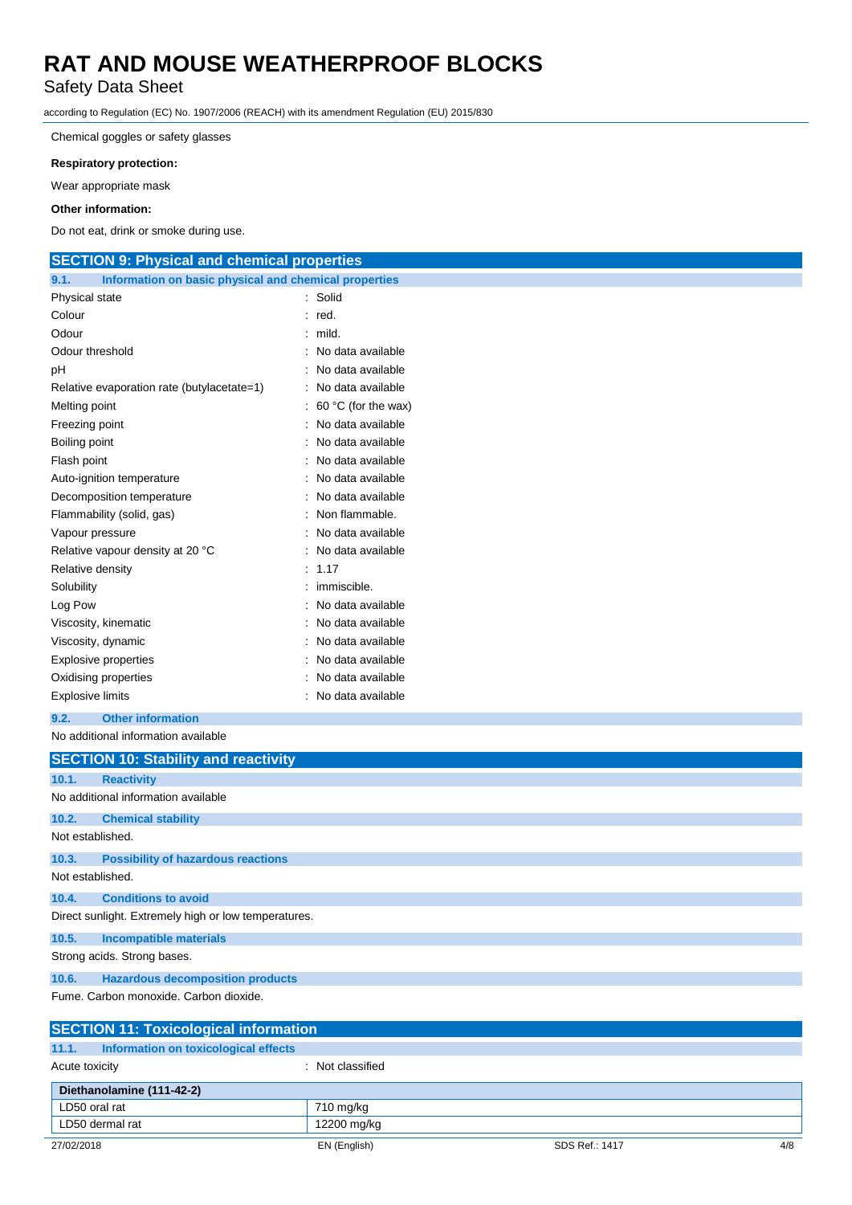Chemical goggles or safety glasses

**Respiratory protection:**

Wear appropriate mask

**Other information:**

Do not eat, drink or smoke during use.

## SECTION 9: Physical and chemical properties

### 9.1. Information on basic physical and chemical properties

| | |
|---|---|
| Physical state | : Solid |
| Colour | : red. |
| Odour | : mild. |
| Odour threshold | : No data available |
| pH | : No data available |
| Relative evaporation rate (butylacetate=1) | : No data available |
| Melting point | : 60 °C (for the wax) |
| Freezing point | : No data available |
| Boiling point | : No data available |
| Flash point | : No data available |
| Auto-ignition temperature | : No data available |
| Decomposition temperature | : No data available |
| Flammability (solid, gas) | : Non flammable. |
| Vapour pressure | : No data available |
| Relative vapour density at 20 °C | : No data available |
| Relative density | : 1.17 |
| Solubility | : immiscible. |
| Log Pow | : No data available |
| Viscosity, kinematic | : No data available |
| Viscosity, dynamic | : No data available |
| Explosive properties | : No data available |
| Oxidising properties | : No data available |
| Explosive limits | : No data available |

### 9.2. Other information

No additional information available

## SECTION 10: Stability and reactivity

### 10.1. Reactivity

No additional information available

### 10.2. Chemical stability

Not established.

### 10.3. Possibility of hazardous reactions

Not established.

### 10.4. Conditions to avoid

Direct sunlight. Extremely high or low temperatures.

### 10.5. Incompatible materials

Strong acids. Strong bases.

### 10.6. Hazardous decomposition products

Fume. Carbon monoxide. Carbon dioxide.

## SECTION 11: Toxicological information

### 11.1. Information on toxicological effects

Acute toxicity : Not classified

| Diethanolamine (111-42-2) | |
|---|---|
| LD50 oral rat | 710 mg/kg |
| LD50 dermal rat | 12200 mg/kg |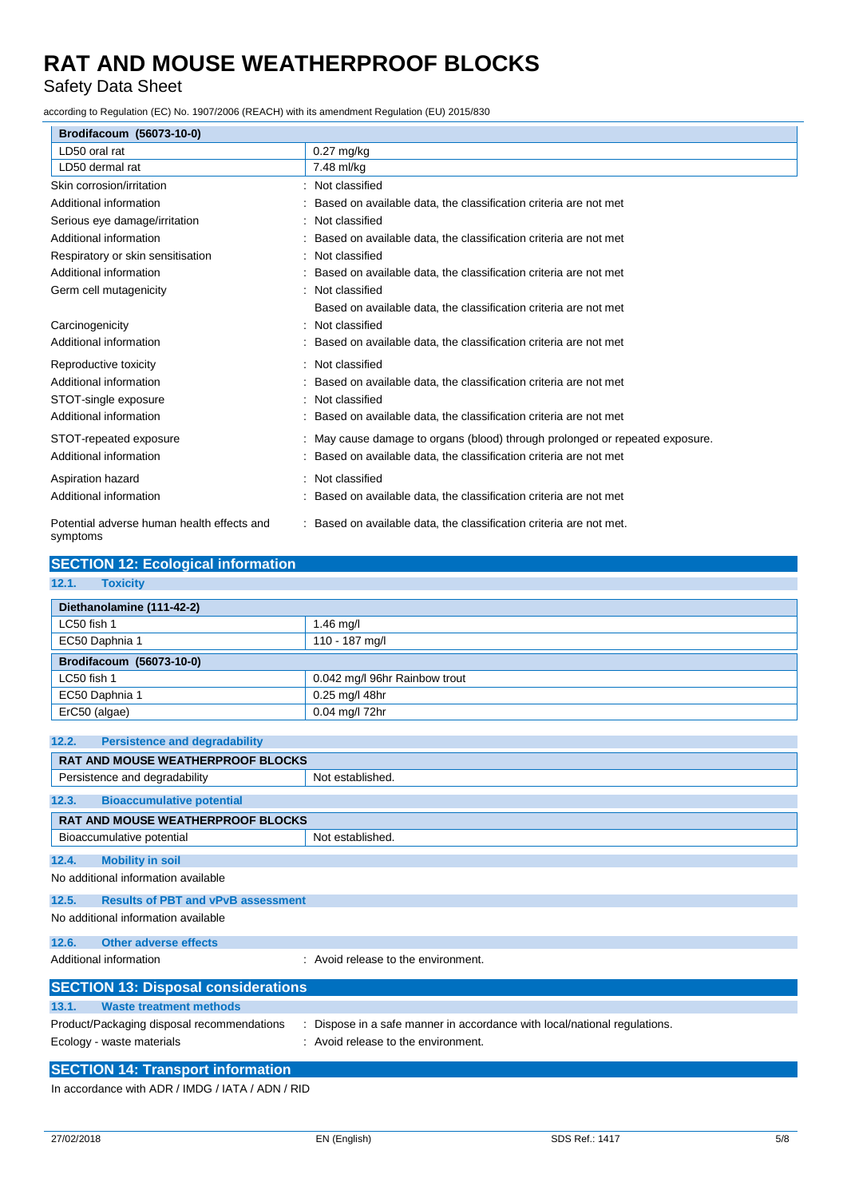| Brodifacoum (56073-10-0) | |
|---|---|
| LD50 oral rat | 0.27 mg/kg |
| LD50 dermal rat | 7.48 ml/kg |

| | |
|---|---|
| Skin corrosion/irritation | : Not classified |
| Additional information | : Based on available data, the classification criteria are not met |
| Serious eye damage/irritation | : Not classified |
| Additional information | : Based on available data, the classification criteria are not met |
| Respiratory or skin sensitisation | : Not classified |
| Additional information | : Based on available data, the classification criteria are not met |
| Germ cell mutagenicity | : Not classified |
| | Based on available data, the classification criteria are not met |
| Carcinogenicity | : Not classified |
| Additional information | : Based on available data, the classification criteria are not met |
| Reproductive toxicity | : Not classified |
| Additional information | : Based on available data, the classification criteria are not met |
| STOT-single exposure | : Not classified |
| Additional information | : Based on available data, the classification criteria are not met |
| STOT-repeated exposure | : May cause damage to organs (blood) through prolonged or repeated exposure. |
| Additional information | : Based on available data, the classification criteria are not met |
| Aspiration hazard | : Not classified |
| Additional information | : Based on available data, the classification criteria are not met |
| Potential adverse human health effects and symptoms | : Based on available data, the classification criteria are not met. |

## SECTION 12: Ecological information

### 12.1. Toxicity

| Diethanolamine (111-42-2) | |
|---|---|
| LC50 fish 1 | 1.46 mg/l |
| EC50 Daphnia 1 | 110 - 187 mg/l |
| **Brodifacoum (56073-10-0)** | |
| LC50 fish 1 | 0.042 mg/l 96hr Rainbow trout |
| EC50 Daphnia 1 | 0.25 mg/l 48hr |
| ErC50 (algae) | 0.04 mg/l 72hr |

### 12.2. Persistence and degradability

| RAT AND MOUSE WEATHERPROOF BLOCKS | |
|---|---|
| Persistence and degradability | Not established. |

### 12.3. Bioaccumulative potential

| RAT AND MOUSE WEATHERPROOF BLOCKS | |
|---|---|
| Bioaccumulative potential | Not established. |

### 12.4. Mobility in soil

No additional information available

### 12.5. Results of PBT and vPvB assessment

No additional information available

### 12.6. Other adverse effects

Additional information : Avoid release to the environment.

## SECTION 13: Disposal considerations

### 13.1. Waste treatment methods

| | |
|---|---|
| Product/Packaging disposal recommendations | : Dispose in a safe manner in accordance with local/national regulations. |
| Ecology - waste materials | : Avoid release to the environment. |

## SECTION 14: Transport information

In accordance with ADR / IMDG / IATA / ADN / RID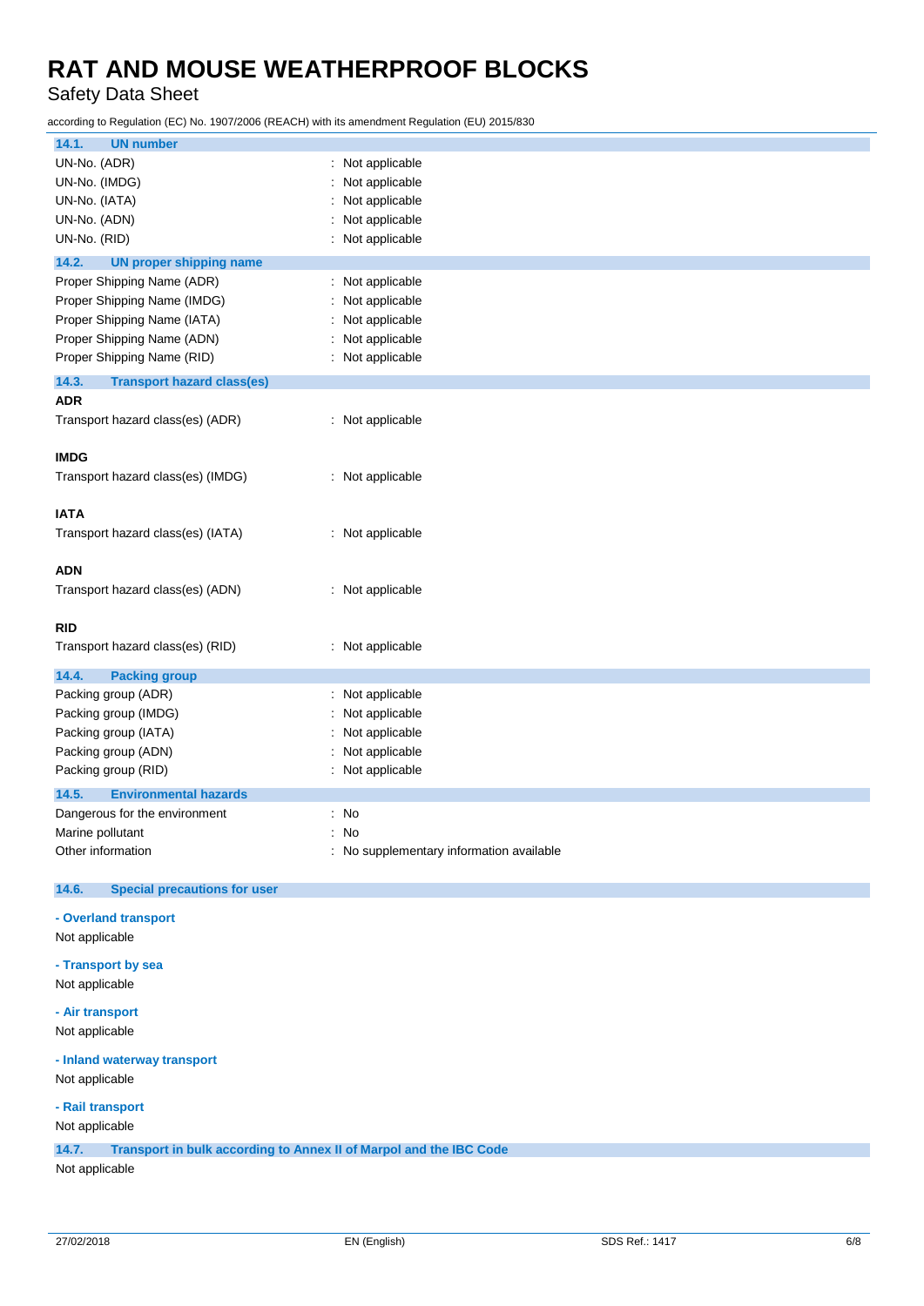### 14.1. UN number

UN-No. (ADR) : Not applicable
UN-No. (IMDG) : Not applicable
UN-No. (IATA) : Not applicable
UN-No. (ADN) : Not applicable
UN-No. (RID) : Not applicable

### 14.2. UN proper shipping name

Proper Shipping Name (ADR) : Not applicable
Proper Shipping Name (IMDG) : Not applicable
Proper Shipping Name (IATA) : Not applicable
Proper Shipping Name (ADN) : Not applicable
Proper Shipping Name (RID) : Not applicable

### 14.3. Transport hazard class(es)

**ADR**

Transport hazard class(es) (ADR) : Not applicable

**IMDG**

Transport hazard class(es) (IMDG) : Not applicable

**IATA**

Transport hazard class(es) (IATA) : Not applicable

**ADN**

Transport hazard class(es) (ADN) : Not applicable

**RID**

Transport hazard class(es) (RID) : Not applicable

### 14.4. Packing group

Packing group (ADR) : Not applicable
Packing group (IMDG) : Not applicable
Packing group (IATA) : Not applicable
Packing group (ADN) : Not applicable
Packing group (RID) : Not applicable

### 14.5. Environmental hazards

Dangerous for the environment : No
Marine pollutant : No
Other information : No supplementary information available

### 14.6. Special precautions for user

**- Overland transport**

Not applicable

**- Transport by sea**

Not applicable

**- Air transport**

Not applicable

**- Inland waterway transport**

Not applicable

**- Rail transport**

Not applicable

### 14.7. Transport in bulk according to Annex II of Marpol and the IBC Code

Not applicable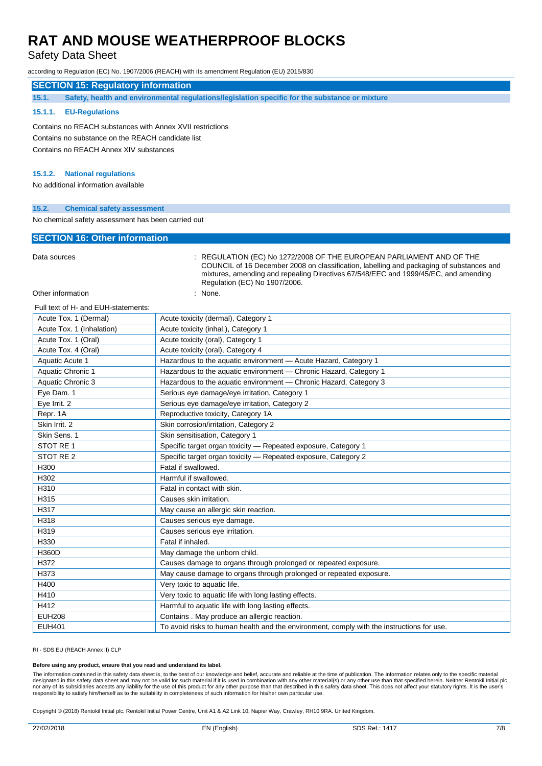## SECTION 15: Regulatory information

### 15.1. Safety, health and environmental regulations/legislation specific for the substance or mixture

#### 15.1.1. EU-Regulations

Contains no REACH substances with Annex XVII restrictions

Contains no substance on the REACH candidate list

Contains no REACH Annex XIV substances

#### 15.1.2. National regulations

No additional information available

### 15.2. Chemical safety assessment

No chemical safety assessment has been carried out

## SECTION 16: Other information

Data sources : REGULATION (EC) No 1272/2008 OF THE EUROPEAN PARLIAMENT AND OF THE COUNCIL of 16 December 2008 on classification, labelling and packaging of substances and mixtures, amending and repealing Directives 67/548/EEC and 1999/45/EC, and amending Regulation (EC) No 1907/2006.

Other information : None.

Full text of H- and EUH-statements:

| | |
|---|---|
| Acute Tox. 1 (Dermal) | Acute toxicity (dermal), Category 1 |
| Acute Tox. 1 (Inhalation) | Acute toxicity (inhal.), Category 1 |
| Acute Tox. 1 (Oral) | Acute toxicity (oral), Category 1 |
| Acute Tox. 4 (Oral) | Acute toxicity (oral), Category 4 |
| Aquatic Acute 1 | Hazardous to the aquatic environment — Acute Hazard, Category 1 |
| Aquatic Chronic 1 | Hazardous to the aquatic environment — Chronic Hazard, Category 1 |
| Aquatic Chronic 3 | Hazardous to the aquatic environment — Chronic Hazard, Category 3 |
| Eye Dam. 1 | Serious eye damage/eye irritation, Category 1 |
| Eye Irrit. 2 | Serious eye damage/eye irritation, Category 2 |
| Repr. 1A | Reproductive toxicity, Category 1A |
| Skin Irrit. 2 | Skin corrosion/irritation, Category 2 |
| Skin Sens. 1 | Skin sensitisation, Category 1 |
| STOT RE 1 | Specific target organ toxicity — Repeated exposure, Category 1 |
| STOT RE 2 | Specific target organ toxicity — Repeated exposure, Category 2 |
| H300 | Fatal if swallowed. |
| H302 | Harmful if swallowed. |
| H310 | Fatal in contact with skin. |
| H315 | Causes skin irritation. |
| H317 | May cause an allergic skin reaction. |
| H318 | Causes serious eye damage. |
| H319 | Causes serious eye irritation. |
| H330 | Fatal if inhaled. |
| H360D | May damage the unborn child. |
| H372 | Causes damage to organs through prolonged or repeated exposure. |
| H373 | May cause damage to organs through prolonged or repeated exposure. |
| H400 | Very toxic to aquatic life. |
| H410 | Very toxic to aquatic life with long lasting effects. |
| H412 | Harmful to aquatic life with long lasting effects. |
| EUH208 | Contains . May produce an allergic reaction. |
| EUH401 | To avoid risks to human health and the environment, comply with the instructions for use. |

RI - SDS EU (REACH Annex II) CLP

**Before using any product, ensure that you read and understand its label.**

The information contained in this safety data sheet is, to the best of our knowledge and belief, accurate and reliable at the time of publication. The information relates only to the specific material designated in this safety data sheet and may not be valid for such material if it is used in combination with any other material(s) or any other use than that specified herein. Neither Rentokil Initial plc nor any of its subsidiaries accepts any liability for the use of this product for any other purpose than that described in this safety data sheet. This does not affect your statutory rights. It is the user's responsibility to satisfy him/herself as to the suitability in completeness of such information for his/her own particular use.

Copyright © (2018) Rentokil Initial plc, Rentokil Initial Power Centre, Unit A1 & A2 Link 10, Napier Way, Crawley, RH10 9RA. United Kingdom.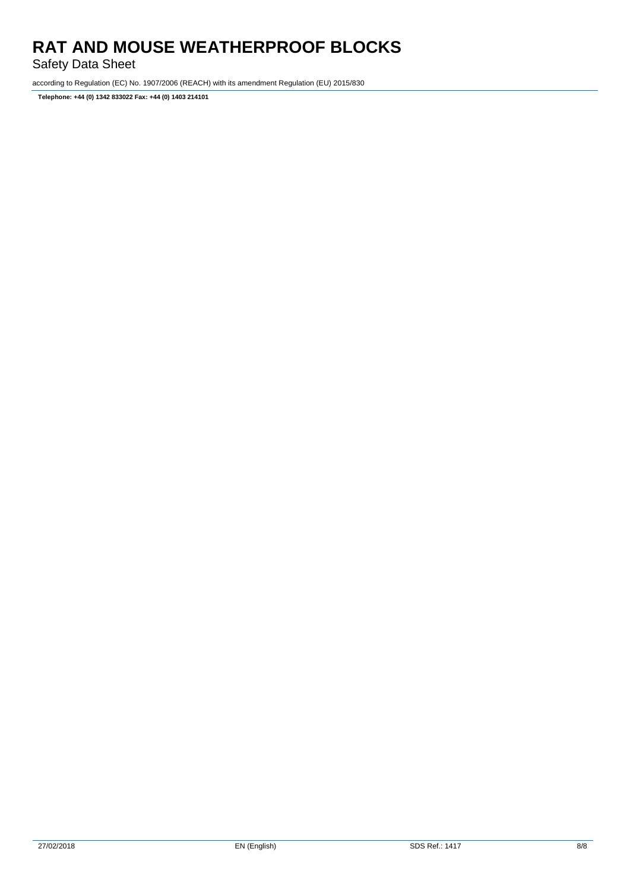**Telephone: +44 (0) 1342 833022 Fax: +44 (0) 1403 214101**